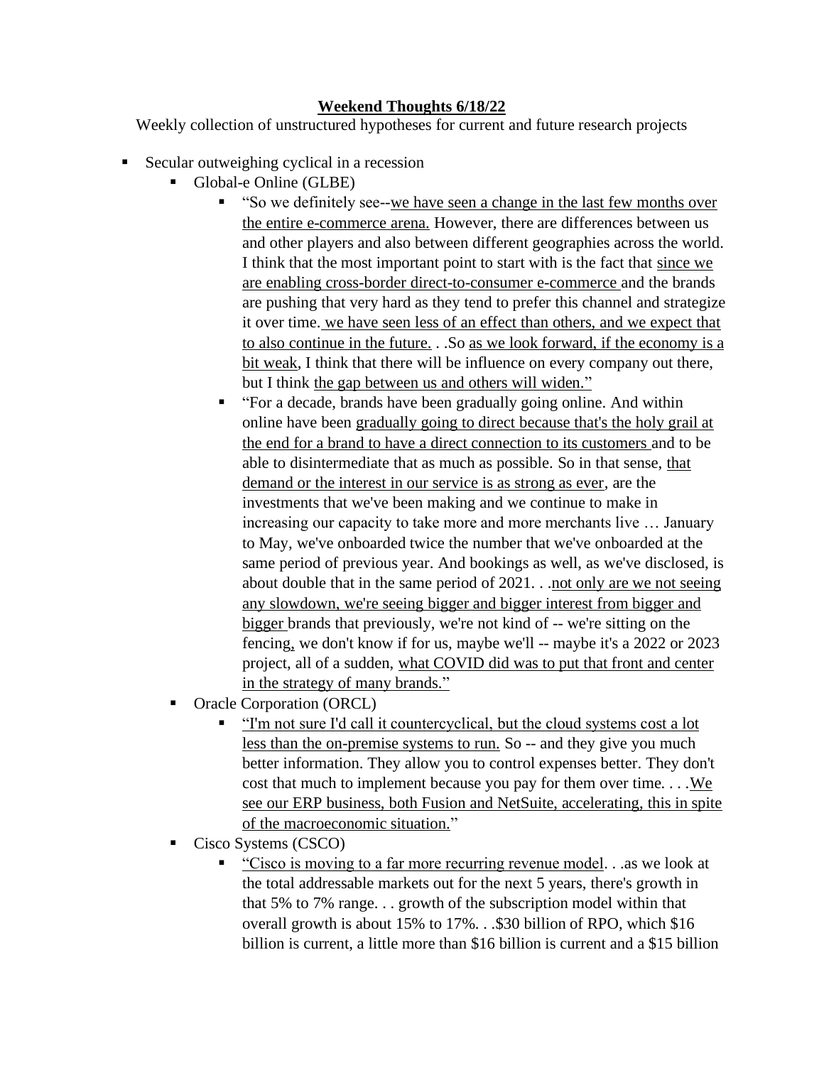# Weekend Thoughts 6/18/22

Weekly collection of unstructured hypotheses for current and future research projects

- Secular outweighing cyclical in a recession
  - Global-e Online (GLBE)
    - "So we definitely see--we have seen a change in the last few months over the entire e-commerce arena. However, there are differences between us and other players and also between different geographies across the world. I think that the most important point to start with is the fact that since we are enabling cross-border direct-to-consumer e-commerce and the brands are pushing that very hard as they tend to prefer this channel and strategize it over time. we have seen less of an effect than others, and we expect that to also continue in the future. . .So as we look forward, if the economy is a bit weak, I think that there will be influence on every company out there, but I think the gap between us and others will widen."
    - "For a decade, brands have been gradually going online. And within online have been gradually going to direct because that's the holy grail at the end for a brand to have a direct connection to its customers and to be able to disintermediate that as much as possible. So in that sense, that demand or the interest in our service is as strong as ever, are the investments that we've been making and we continue to make in increasing our capacity to take more and more merchants live … January to May, we've onboarded twice the number that we've onboarded at the same period of previous year. And bookings as well, as we've disclosed, is about double that in the same period of 2021. . .not only are we not seeing any slowdown, we're seeing bigger and bigger interest from bigger and bigger brands that previously, we're not kind of -- we're sitting on the fencing, we don't know if for us, maybe we'll -- maybe it's a 2022 or 2023 project, all of a sudden, what COVID did was to put that front and center in the strategy of many brands."
  - Oracle Corporation (ORCL)
    - "I'm not sure I'd call it countercyclical, but the cloud systems cost a lot less than the on-premise systems to run. So -- and they give you much better information. They allow you to control expenses better. They don't cost that much to implement because you pay for them over time. . . .We see our ERP business, both Fusion and NetSuite, accelerating, this in spite of the macroeconomic situation."
  - Cisco Systems (CSCO)
    - "Cisco is moving to a far more recurring revenue model. . .as we look at the total addressable markets out for the next 5 years, there's growth in that 5% to 7% range. . . growth of the subscription model within that overall growth is about 15% to 17%. . .$30 billion of RPO, which $16 billion is current, a little more than $16 billion is current and a $15 billion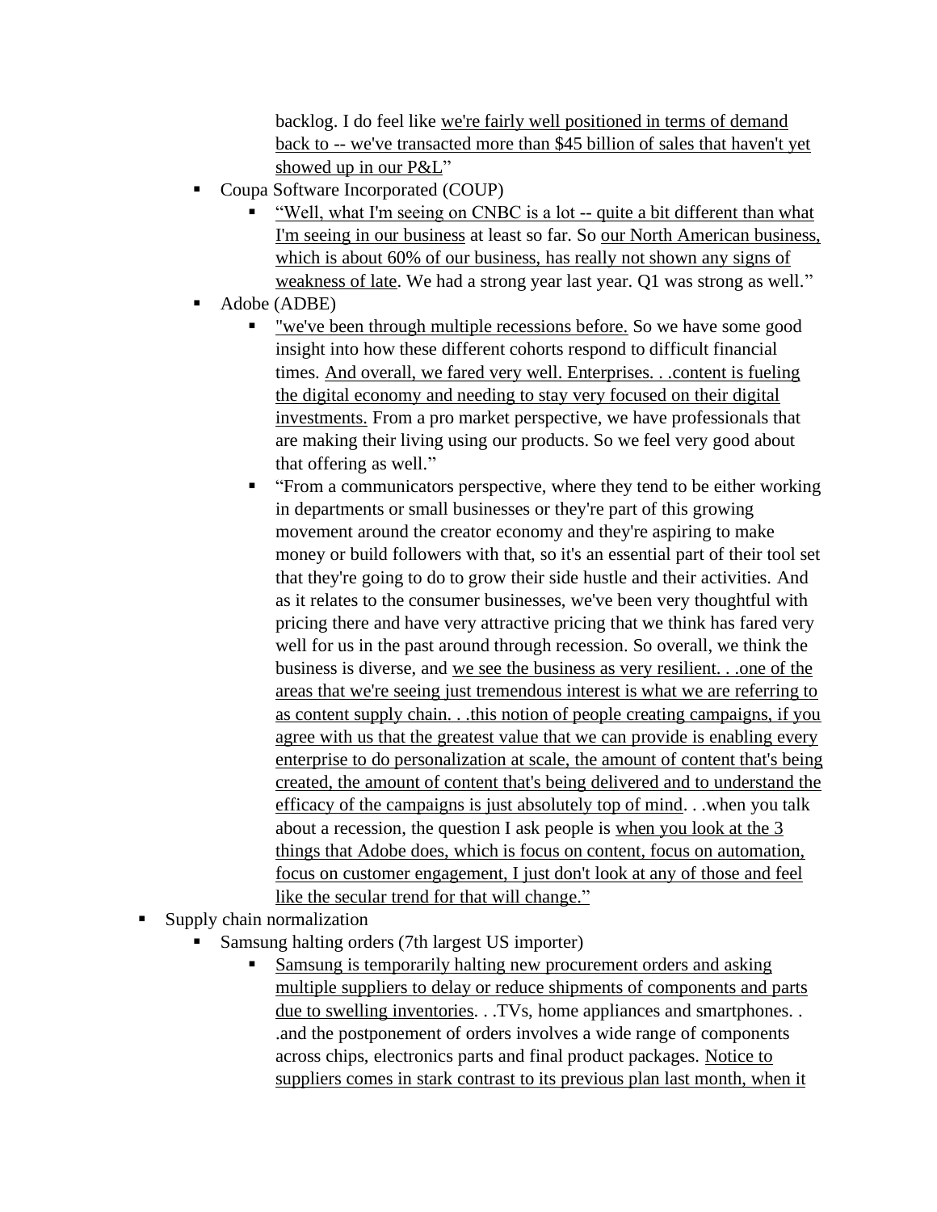backlog. I do feel like <u>we're fairly well positioned in terms of demand back to -- we've transacted more than $45 billion of sales that haven't yet showed up in our P&L</u>"

- Coupa Software Incorporated (COUP)
  - <u>"Well, what I'm seeing on CNBC is a lot -- quite a bit different than what I'm seeing in our business</u> at least so far. So <u>our North American business, which is about 60% of our business, has really not shown any signs of weakness of late</u>. We had a strong year last year. Q1 was strong as well."
- Adobe (ADBE)
  - <u>"we've been through multiple recessions before.</u> So we have some good insight into how these different cohorts respond to difficult financial times. <u>And overall, we fared very well. Enterprises. . .content is fueling the digital economy and needing to stay very focused on their digital investments.</u> From a pro market perspective, we have professionals that are making their living using our products. So we feel very good about that offering as well."
  - "From a communicators perspective, where they tend to be either working in departments or small businesses or they're part of this growing movement around the creator economy and they're aspiring to make money or build followers with that, so it's an essential part of their tool set that they're going to do to grow their side hustle and their activities. And as it relates to the consumer businesses, we've been very thoughtful with pricing there and have very attractive pricing that we think has fared very well for us in the past around through recession. So overall, we think the business is diverse, and <u>we see the business as very resilient. . .one of the areas that we're seeing just tremendous interest is what we are referring to as content supply chain. . .this notion of people creating campaigns, if you agree with us that the greatest value that we can provide is enabling every enterprise to do personalization at scale, the amount of content that's being created, the amount of content that's being delivered and to understand the efficacy of the campaigns is just absolutely top of mind</u>. . .when you talk about a recession, the question I ask people is <u>when you look at the 3 things that Adobe does, which is focus on content, focus on automation, focus on customer engagement, I just don't look at any of those and feel like the secular trend for that will change."</u>

- Supply chain normalization
  - Samsung halting orders (7th largest US importer)
    - <u>Samsung is temporarily halting new procurement orders and asking multiple suppliers to delay or reduce shipments of components and parts due to swelling inventories</u>. . .TVs, home appliances and smartphones. . .and the postponement of orders involves a wide range of components across chips, electronics parts and final product packages. <u>Notice to suppliers comes in stark contrast to its previous plan last month, when it</u>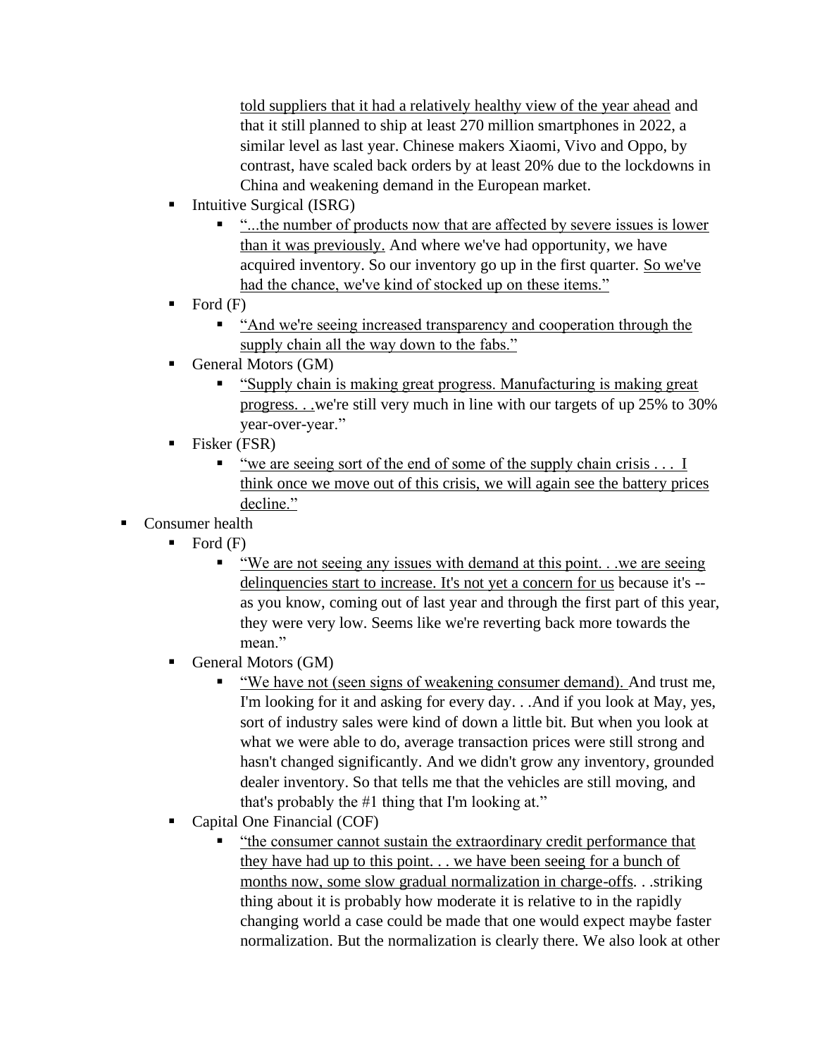- told suppliers that it had a relatively healthy view of the year ahead and that it still planned to ship at least 270 million smartphones in 2022, a similar level as last year. Chinese makers Xiaomi, Vivo and Oppo, by contrast, have scaled back orders by at least 20% due to the lockdowns in China and weakening demand in the European market.
  - Intuitive Surgical (ISRG)
    - "...the number of products now that are affected by severe issues is lower than it was previously. And where we've had opportunity, we have acquired inventory. So our inventory go up in the first quarter. So we've had the chance, we've kind of stocked up on these items."
  - Ford (F)
    - "And we're seeing increased transparency and cooperation through the supply chain all the way down to the fabs."
  - General Motors (GM)
    - "Supply chain is making great progress. Manufacturing is making great progress. . .we're still very much in line with our targets of up 25% to 30% year-over-year."
  - Fisker (FSR)
    - "we are seeing sort of the end of some of the supply chain crisis . . . I think once we move out of this crisis, we will again see the battery prices decline."
- Consumer health
  - Ford (F)
    - "We are not seeing any issues with demand at this point. . .we are seeing delinquencies start to increase. It's not yet a concern for us because it's -- as you know, coming out of last year and through the first part of this year, they were very low. Seems like we're reverting back more towards the mean."
  - General Motors (GM)
    - "We have not (seen signs of weakening consumer demand). And trust me, I'm looking for it and asking for every day. . .And if you look at May, yes, sort of industry sales were kind of down a little bit. But when you look at what we were able to do, average transaction prices were still strong and hasn't changed significantly. And we didn't grow any inventory, grounded dealer inventory. So that tells me that the vehicles are still moving, and that's probably the #1 thing that I'm looking at."
  - Capital One Financial (COF)
    - "the consumer cannot sustain the extraordinary credit performance that they have had up to this point. . . we have been seeing for a bunch of months now, some slow gradual normalization in charge-offs. . .striking thing about it is probably how moderate it is relative to in the rapidly changing world a case could be made that one would expect maybe faster normalization. But the normalization is clearly there. We also look at other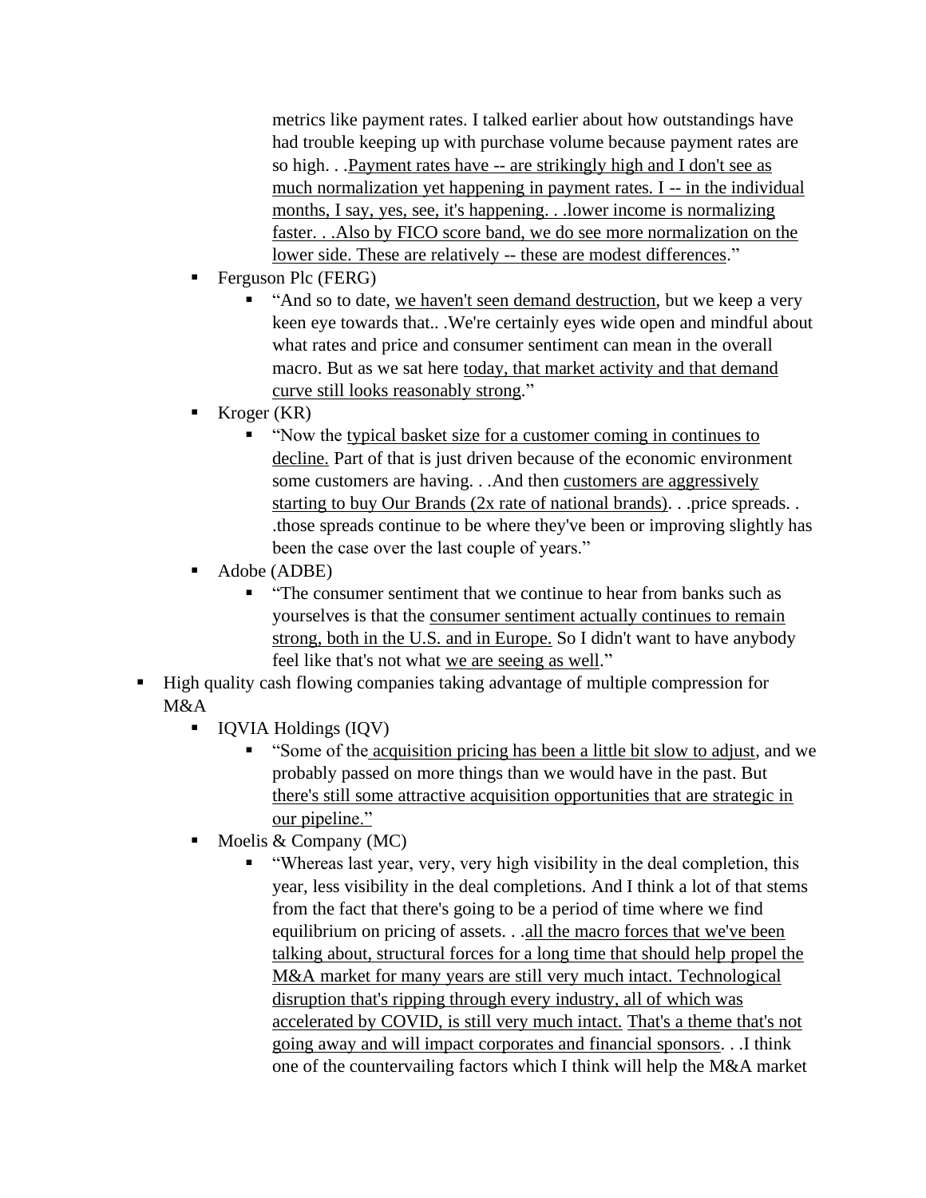metrics like payment rates. I talked earlier about how outstandings have had trouble keeping up with purchase volume because payment rates are so high. . .<u>Payment rates have -- are strikingly high and I don't see as much normalization yet happening in payment rates. I -- in the individual months, I say, yes, see, it's happening. . .lower income is normalizing faster. . .Also by FICO score band, we do see more normalization on the lower side. These are relatively -- these are modest differences</u>."

- Ferguson Plc (FERG)
    - "And so to date, <u>we haven't seen demand destruction</u>, but we keep a very keen eye towards that.. .We're certainly eyes wide open and mindful about what rates and price and consumer sentiment can mean in the overall macro. But as we sat here <u>today, that market activity and that demand curve still looks reasonably strong</u>."
- Kroger (KR)
    - "Now the <u>typical basket size for a customer coming in continues to decline.</u> Part of that is just driven because of the economic environment some customers are having. . .And then <u>customers are aggressively starting to buy Our Brands (2x rate of national brands)</u>. . .price spreads. . .those spreads continue to be where they've been or improving slightly has been the case over the last couple of years."
- Adobe (ADBE)
    - "The consumer sentiment that we continue to hear from banks such as yourselves is that the <u>consumer sentiment actually continues to remain strong, both in the U.S. and in Europe.</u> So I didn't want to have anybody feel like that's not what <u>we are seeing as well</u>."

- High quality cash flowing companies taking advantage of multiple compression for M&A
    - IQVIA Holdings (IQV)
        - "Some of the <u>acquisition pricing has been a little bit slow to adjust</u>, and we probably passed on more things than we would have in the past. But <u>there's still some attractive acquisition opportunities that are strategic in our pipeline."</u>
    - Moelis & Company (MC)
        - "Whereas last year, very, very high visibility in the deal completion, this year, less visibility in the deal completions. And I think a lot of that stems from the fact that there's going to be a period of time where we find equilibrium on pricing of assets. . .<u>all the macro forces that we've been talking about, structural forces for a long time that should help propel the M&A market for many years are still very much intact. Technological disruption that's ripping through every industry, all of which was accelerated by COVID, is still very much intact.</u> <u>That's a theme that's not going away and will impact corporates and financial sponsors</u>. . .I think one of the countervailing factors which I think will help the M&A market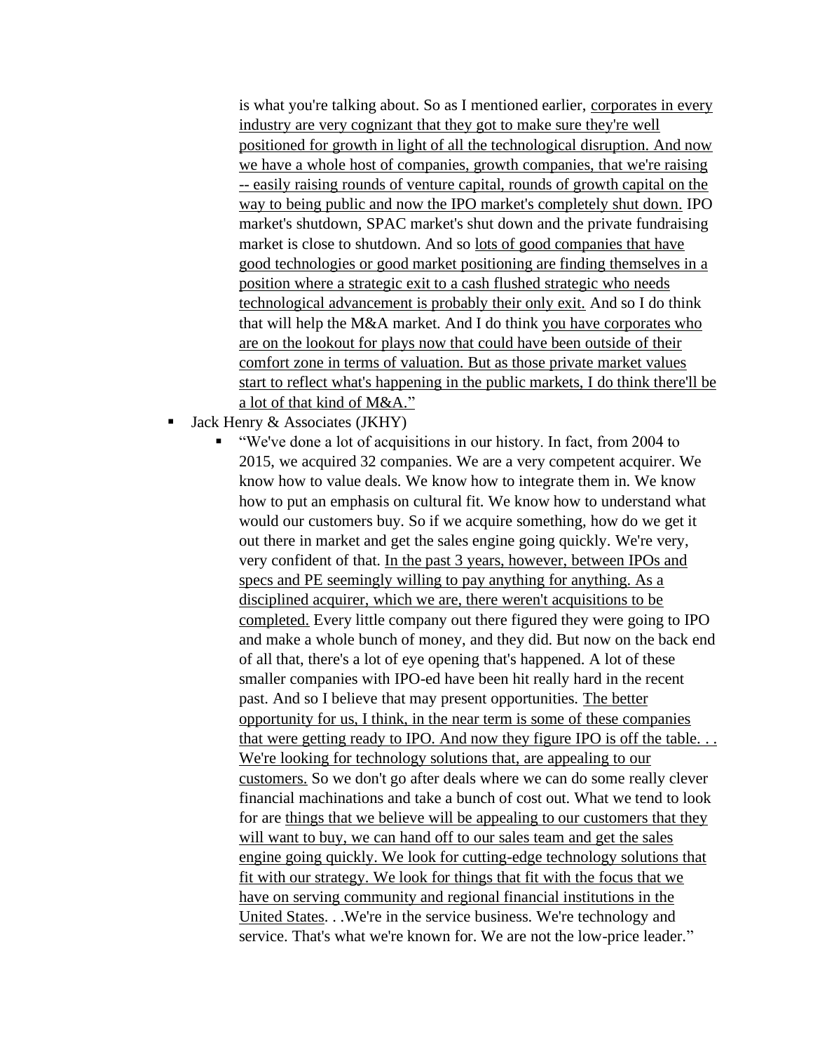is what you're talking about. So as I mentioned earlier, <u>corporates in every industry are very cognizant that they got to make sure they're well positioned for growth in light of all the technological disruption. And now we have a whole host of companies, growth companies, that we're raising -- easily raising rounds of venture capital, rounds of growth capital on the way to being public and now the IPO market's completely shut down.</u> IPO market's shutdown, SPAC market's shut down and the private fundraising market is close to shutdown. And so <u>lots of good companies that have good technologies or good market positioning are finding themselves in a position where a strategic exit to a cash flushed strategic who needs technological advancement is probably their only exit.</u> And so I do think that will help the M&A market. And I do think <u>you have corporates who are on the lookout for plays now that could have been outside of their comfort zone in terms of valuation. But as those private market values start to reflect what's happening in the public markets, I do think there'll be a lot of that kind of M&A."</u>

- Jack Henry & Associates (JKHY)
  - "We've done a lot of acquisitions in our history. In fact, from 2004 to 2015, we acquired 32 companies. We are a very competent acquirer. We know how to value deals. We know how to integrate them in. We know how to put an emphasis on cultural fit. We know how to understand what would our customers buy. So if we acquire something, how do we get it out there in market and get the sales engine going quickly. We're very, very confident of that. <u>In the past 3 years, however, between IPOs and specs and PE seemingly willing to pay anything for anything. As a disciplined acquirer, which we are, there weren't acquisitions to be completed.</u> Every little company out there figured they were going to IPO and make a whole bunch of money, and they did. But now on the back end of all that, there's a lot of eye opening that's happened. A lot of these smaller companies with IPO-ed have been hit really hard in the recent past. And so I believe that may present opportunities. <u>The better opportunity for us, I think, in the near term is some of these companies that were getting ready to IPO. And now they figure IPO is off the table. . . We're looking for technology solutions that, are appealing to our customers.</u> So we don't go after deals where we can do some really clever financial machinations and take a bunch of cost out. What we tend to look for are <u>things that we believe will be appealing to our customers that they will want to buy, we can hand off to our sales team and get the sales engine going quickly. We look for cutting-edge technology solutions that fit with our strategy. We look for things that fit with the focus that we have on serving community and regional financial institutions in the United States</u>. . .We're in the service business. We're technology and service. That's what we're known for. We are not the low-price leader."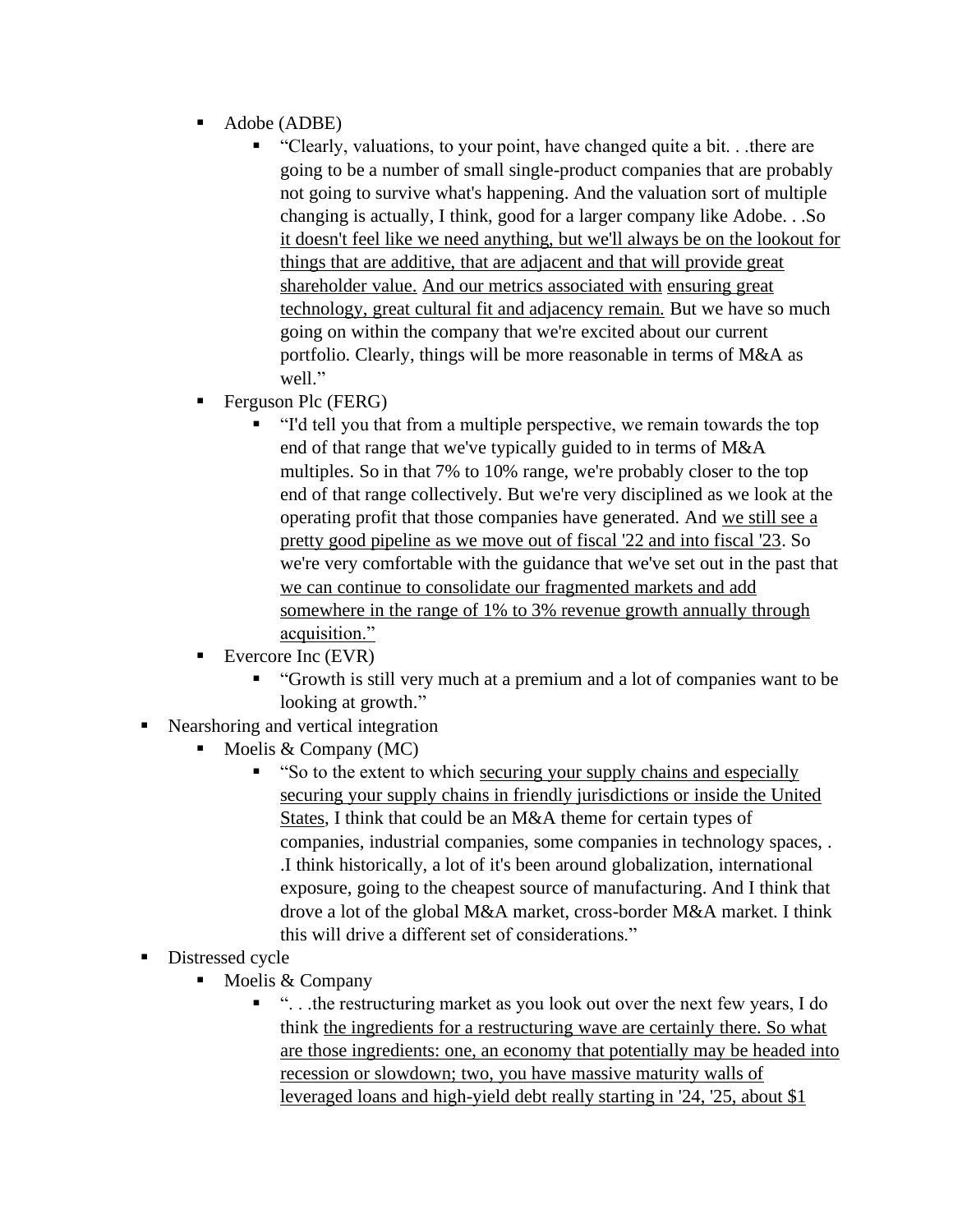- Adobe (ADBE)
  - "Clearly, valuations, to your point, have changed quite a bit. . .there are going to be a number of small single-product companies that are probably not going to survive what's happening. And the valuation sort of multiple changing is actually, I think, good for a larger company like Adobe. . .So <u>it doesn't feel like we need anything, but we'll always be on the lookout for things that are additive, that are adjacent and that will provide great shareholder value.</u> <u>And our metrics associated with</u> <u>ensuring great technology, great cultural fit and adjacency remain.</u> But we have so much going on within the company that we're excited about our current portfolio. Clearly, things will be more reasonable in terms of M&A as well."
- Ferguson Plc (FERG)
  - "I'd tell you that from a multiple perspective, we remain towards the top end of that range that we've typically guided to in terms of M&A multiples. So in that 7% to 10% range, we're probably closer to the top end of that range collectively. But we're very disciplined as we look at the operating profit that those companies have generated. And <u>we still see a pretty good pipeline as we move out of fiscal '22 and into fiscal '23</u>. So we're very comfortable with the guidance that we've set out in the past that <u>we can continue to consolidate our fragmented markets and add somewhere in the range of 1% to 3% revenue growth annually through acquisition."</u>
- Evercore Inc (EVR)
  - "Growth is still very much at a premium and a lot of companies want to be looking at growth."

- Nearshoring and vertical integration
  - Moelis & Company (MC)
    - "So to the extent to which <u>securing your supply chains and especially securing your supply chains in friendly jurisdictions or inside the United States</u>, I think that could be an M&A theme for certain types of companies, industrial companies, some companies in technology spaces, . .I think historically, a lot of it's been around globalization, international exposure, going to the cheapest source of manufacturing. And I think that drove a lot of the global M&A market, cross-border M&A market. I think this will drive a different set of considerations."
- Distressed cycle
  - Moelis & Company
    - ". . .the restructuring market as you look out over the next few years, I do think <u>the ingredients for a restructuring wave are certainly there. So what are those ingredients: one, an economy that potentially may be headed into recession or slowdown; two, you have massive maturity walls of leveraged loans and high-yield debt really starting in '24, '25, about $1</u>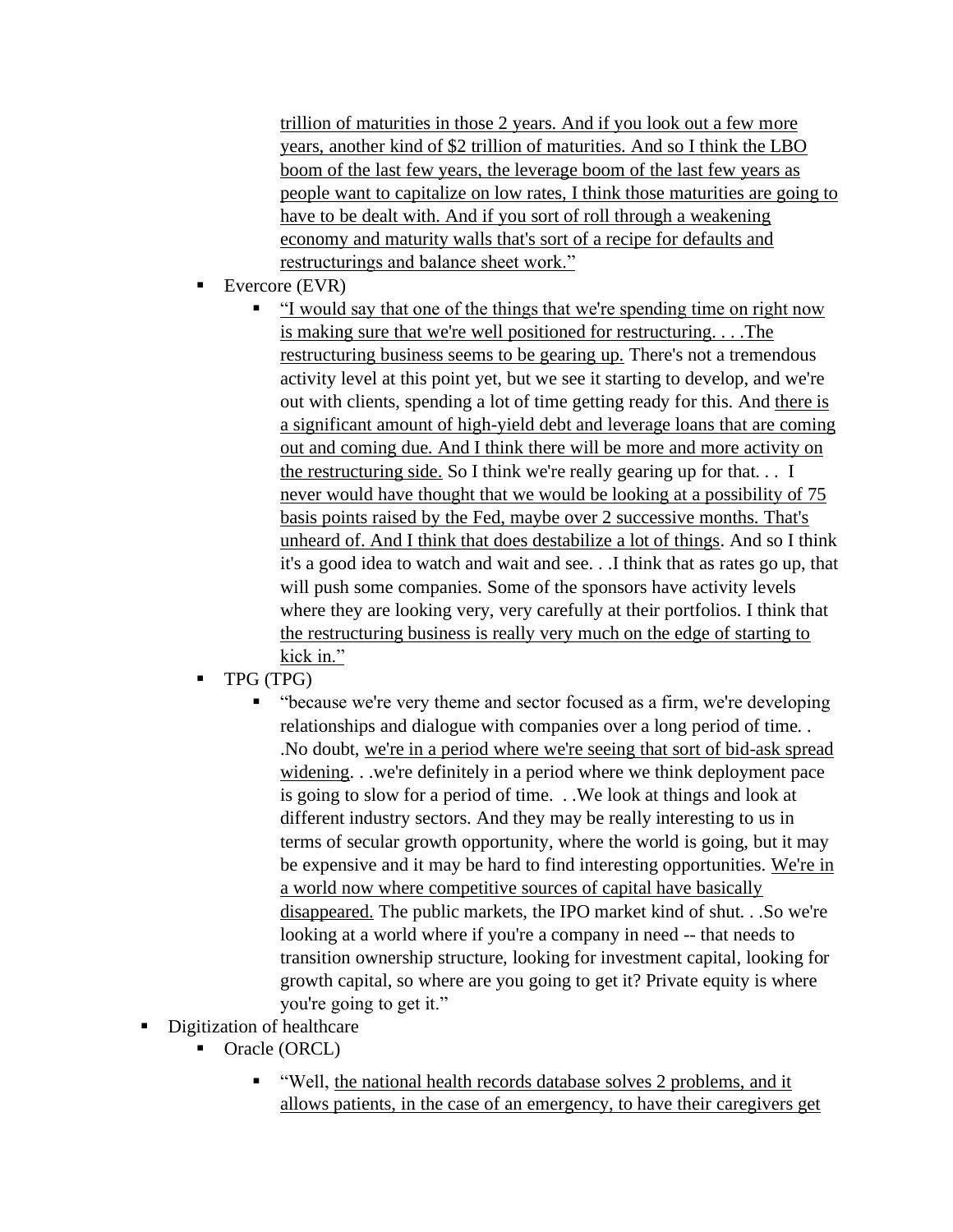- <u>trillion of maturities in those 2 years. And if you look out a few more years, another kind of $2 trillion of maturities. And so I think the LBO boom of the last few years, the leverage boom of the last few years as people want to capitalize on low rates, I think those maturities are going to have to be dealt with. And if you sort of roll through a weakening economy and maturity walls that's sort of a recipe for defaults and restructurings and balance sheet work."</u>
  - Evercore (EVR)
    - <u>"I would say that one of the things that we're spending time on right now is making sure that we're well positioned for restructuring. . . .The restructuring business seems to be gearing up.</u> There's not a tremendous activity level at this point yet, but we see it starting to develop, and we're out with clients, spending a lot of time getting ready for this. And <u>there is a significant amount of high-yield debt and leverage loans that are coming out and coming due. And I think there will be more and more activity on the restructuring side.</u> So I think we're really gearing up for that. . . I <u>never would have thought that we would be looking at a possibility of 75 basis points raised by the Fed, maybe over 2 successive months. That's unheard of. And I think that does destabilize a lot of things</u>. And so I think it's a good idea to watch and wait and see. . .I think that as rates go up, that will push some companies. Some of the sponsors have activity levels where they are looking very, very carefully at their portfolios. I think that <u>the restructuring business is really very much on the edge of starting to kick in."</u>
  - TPG (TPG)
    - "because we're very theme and sector focused as a firm, we're developing relationships and dialogue with companies over a long period of time. . .No doubt, <u>we're in a period where we're seeing that sort of bid-ask spread widening</u>. . .we're definitely in a period where we think deployment pace is going to slow for a period of time. . .We look at things and look at different industry sectors. And they may be really interesting to us in terms of secular growth opportunity, where the world is going, but it may be expensive and it may be hard to find interesting opportunities. <u>We're in a world now where competitive sources of capital have basically disappeared.</u> The public markets, the IPO market kind of shut. . .So we're looking at a world where if you're a company in need -- that needs to transition ownership structure, looking for investment capital, looking for growth capital, so where are you going to get it? Private equity is where you're going to get it."
- Digitization of healthcare
  - Oracle (ORCL)
    - "Well, <u>the national health records database solves 2 problems, and it allows patients, in the case of an emergency, to have their caregivers get</u>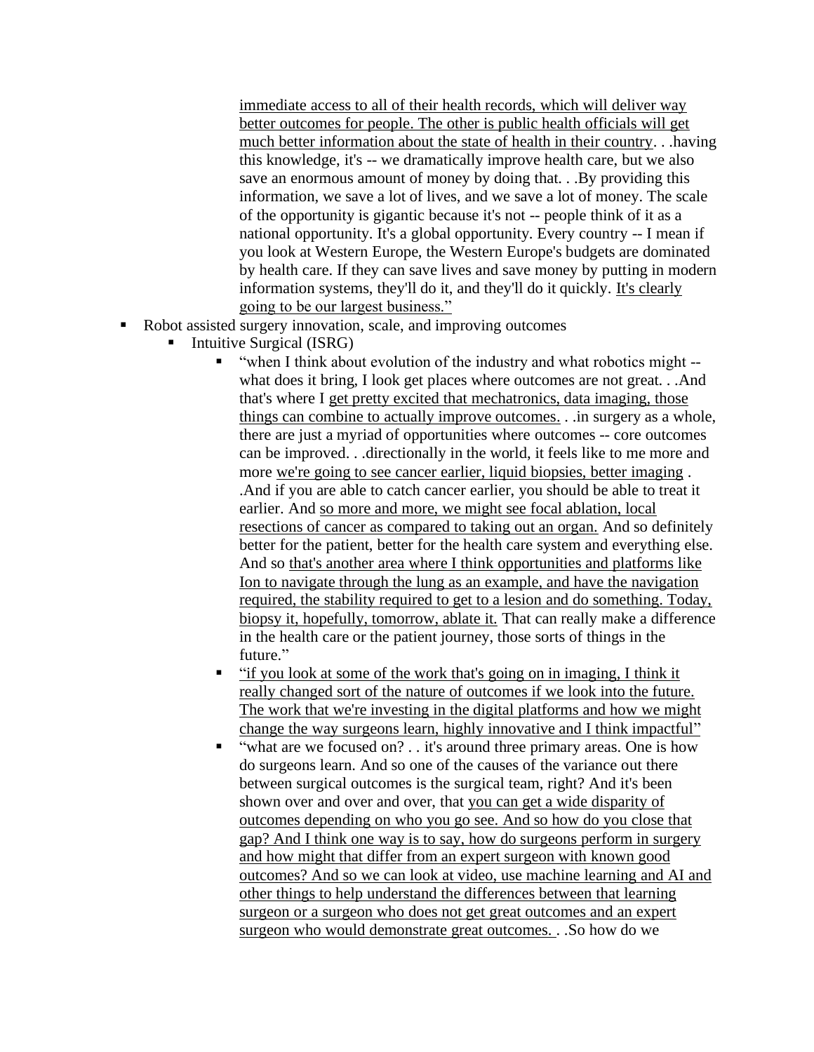immediate access to all of their health records, which will deliver way better outcomes for people. The other is public health officials will get much better information about the state of health in their country. . .having this knowledge, it's -- we dramatically improve health care, but we also save an enormous amount of money by doing that. . .By providing this information, we save a lot of lives, and we save a lot of money. The scale of the opportunity is gigantic because it's not -- people think of it as a national opportunity. It's a global opportunity. Every country -- I mean if you look at Western Europe, the Western Europe's budgets are dominated by health care. If they can save lives and save money by putting in modern information systems, they'll do it, and they'll do it quickly. It's clearly going to be our largest business."

- Robot assisted surgery innovation, scale, and improving outcomes
  - Intuitive Surgical (ISRG)
    - "when I think about evolution of the industry and what robotics might -- what does it bring, I look get places where outcomes are not great. . .And that's where I get pretty excited that mechatronics, data imaging, those things can combine to actually improve outcomes. . .in surgery as a whole, there are just a myriad of opportunities where outcomes -- core outcomes can be improved. . .directionally in the world, it feels like to me more and more we're going to see cancer earlier, liquid biopsies, better imaging . .And if you are able to catch cancer earlier, you should be able to treat it earlier. And so more and more, we might see focal ablation, local resections of cancer as compared to taking out an organ. And so definitely better for the patient, better for the health care system and everything else. And so that's another area where I think opportunities and platforms like Ion to navigate through the lung as an example, and have the navigation required, the stability required to get to a lesion and do something. Today, biopsy it, hopefully, tomorrow, ablate it. That can really make a difference in the health care or the patient journey, those sorts of things in the future."
    - "if you look at some of the work that's going on in imaging, I think it really changed sort of the nature of outcomes if we look into the future. The work that we're investing in the digital platforms and how we might change the way surgeons learn, highly innovative and I think impactful"
    - "what are we focused on? . . it's around three primary areas. One is how do surgeons learn. And so one of the causes of the variance out there between surgical outcomes is the surgical team, right? And it's been shown over and over and over, that you can get a wide disparity of outcomes depending on who you go see. And so how do you close that gap? And I think one way is to say, how do surgeons perform in surgery and how might that differ from an expert surgeon with known good outcomes? And so we can look at video, use machine learning and AI and other things to help understand the differences between that learning surgeon or a surgeon who does not get great outcomes and an expert surgeon who would demonstrate great outcomes. . .So how do we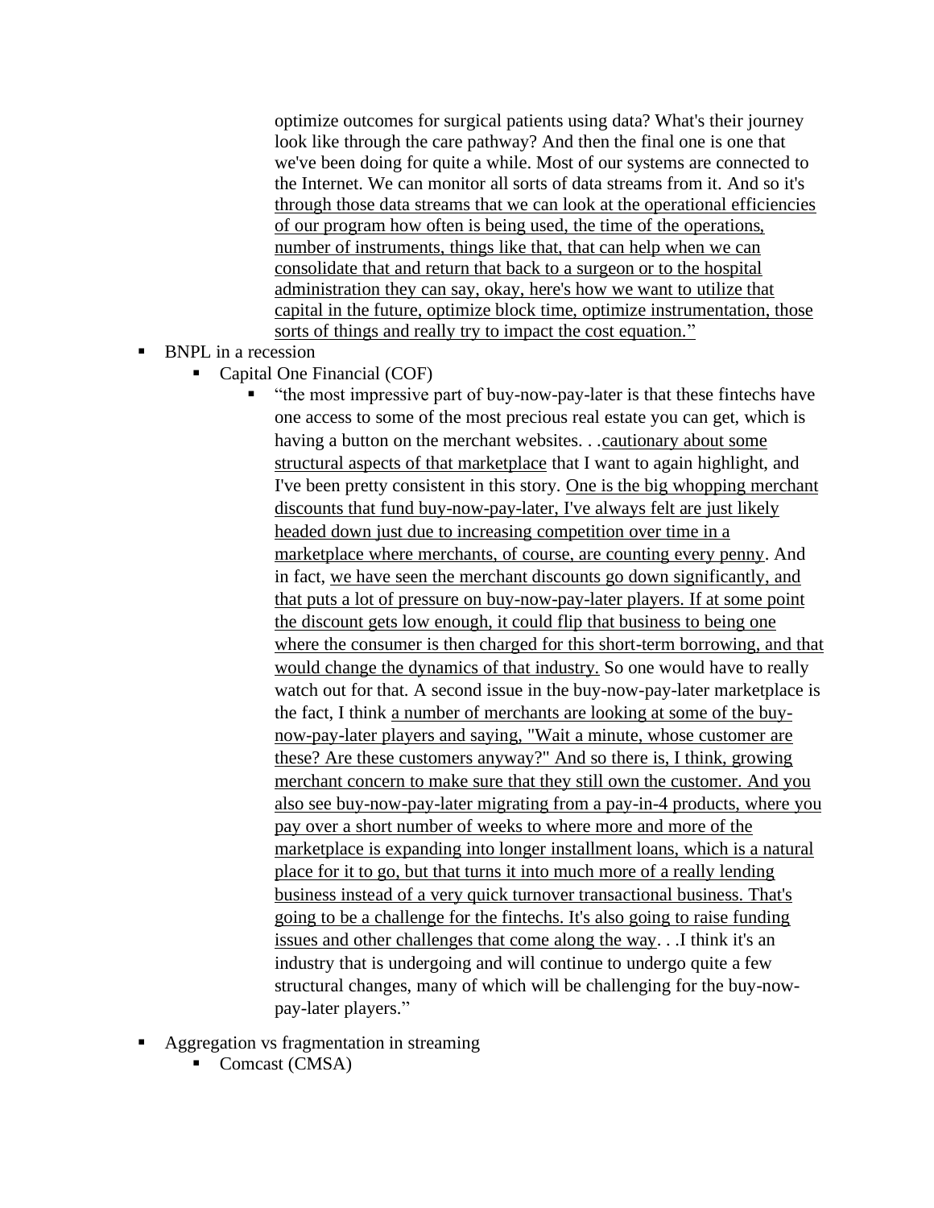optimize outcomes for surgical patients using data? What's their journey look like through the care pathway? And then the final one is one that we've been doing for quite a while. Most of our systems are connected to the Internet. We can monitor all sorts of data streams from it. And so it's through those data streams that we can look at the operational efficiencies of our program how often is being used, the time of the operations, number of instruments, things like that, that can help when we can consolidate that and return that back to a surgeon or to the hospital administration they can say, okay, here's how we want to utilize that capital in the future, optimize block time, optimize instrumentation, those sorts of things and really try to impact the cost equation."

- BNPL in a recession
  - Capital One Financial (COF)
    - "the most impressive part of buy-now-pay-later is that these fintechs have one access to some of the most precious real estate you can get, which is having a button on the merchant websites. . .cautionary about some structural aspects of that marketplace that I want to again highlight, and I've been pretty consistent in this story. One is the big whopping merchant discounts that fund buy-now-pay-later, I've always felt are just likely headed down just due to increasing competition over time in a marketplace where merchants, of course, are counting every penny. And in fact, we have seen the merchant discounts go down significantly, and that puts a lot of pressure on buy-now-pay-later players. If at some point the discount gets low enough, it could flip that business to being one where the consumer is then charged for this short-term borrowing, and that would change the dynamics of that industry. So one would have to really watch out for that. A second issue in the buy-now-pay-later marketplace is the fact, I think a number of merchants are looking at some of the buy-now-pay-later players and saying, "Wait a minute, whose customer are these? Are these customers anyway?" And so there is, I think, growing merchant concern to make sure that they still own the customer. And you also see buy-now-pay-later migrating from a pay-in-4 products, where you pay over a short number of weeks to where more and more of the marketplace is expanding into longer installment loans, which is a natural place for it to go, but that turns it into much more of a really lending business instead of a very quick turnover transactional business. That's going to be a challenge for the fintechs. It's also going to raise funding issues and other challenges that come along the way. . .I think it's an industry that is undergoing and will continue to undergo quite a few structural changes, many of which will be challenging for the buy-now-pay-later players."
- Aggregation vs fragmentation in streaming
  - Comcast (CMSA)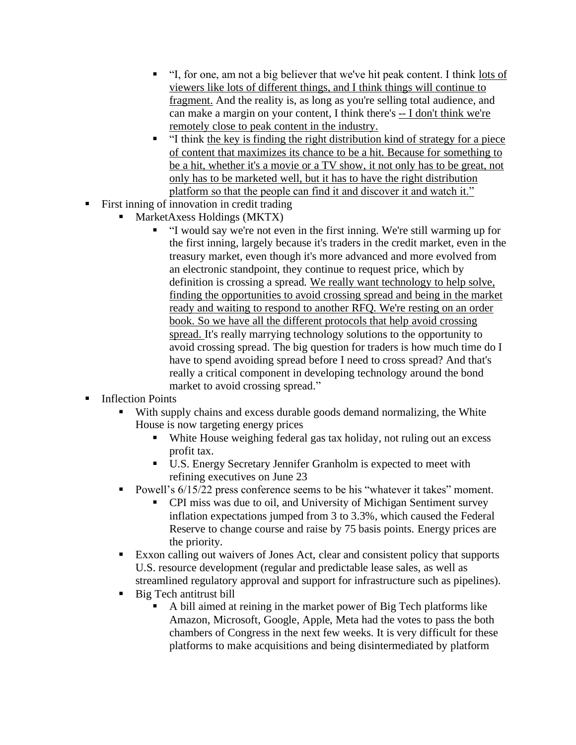- "I, for one, am not a big believer that we've hit peak content. I think <u>lots of viewers like lots of different things, and I think things will continue to fragment.</u> And the reality is, as long as you're selling total audience, and can make a margin on your content, I think there's <u>-- I don't think we're remotely close to peak content in the industry.</u>
    - "I think <u>the key is finding the right distribution kind of strategy for a piece of content that maximizes its chance to be a hit. Because for something to be a hit, whether it's a movie or a TV show, it not only has to be great, not only has to be marketed well, but it has to have the right distribution platform so that the people can find it and discover it and watch it."</u>
- First inning of innovation in credit trading
  - MarketAxess Holdings (MKTX)
    - "I would say we're not even in the first inning. We're still warming up for the first inning, largely because it's traders in the credit market, even in the treasury market, even though it's more advanced and more evolved from an electronic standpoint, they continue to request price, which by definition is crossing a spread. <u>We really want technology to help solve, finding the opportunities to avoid crossing spread and being in the market ready and waiting to respond to another RFQ. We're resting on an order book. So we have all the different protocols that help avoid crossing spread.</u> It's really marrying technology solutions to the opportunity to avoid crossing spread. The big question for traders is how much time do I have to spend avoiding spread before I need to cross spread? And that's really a critical component in developing technology around the bond market to avoid crossing spread."
- Inflection Points
  - With supply chains and excess durable goods demand normalizing, the White House is now targeting energy prices
    - White House weighing federal gas tax holiday, not ruling out an excess profit tax.
    - U.S. Energy Secretary Jennifer Granholm is expected to meet with refining executives on June 23
  - Powell's 6/15/22 press conference seems to be his "whatever it takes" moment.
    - CPI miss was due to oil, and University of Michigan Sentiment survey inflation expectations jumped from 3 to 3.3%, which caused the Federal Reserve to change course and raise by 75 basis points. Energy prices are the priority.
  - Exxon calling out waivers of Jones Act, clear and consistent policy that supports U.S. resource development (regular and predictable lease sales, as well as streamlined regulatory approval and support for infrastructure such as pipelines).
  - Big Tech antitrust bill
    - A bill aimed at reining in the market power of Big Tech platforms like Amazon, Microsoft, Google, Apple, Meta had the votes to pass the both chambers of Congress in the next few weeks. It is very difficult for these platforms to make acquisitions and being disintermediated by platform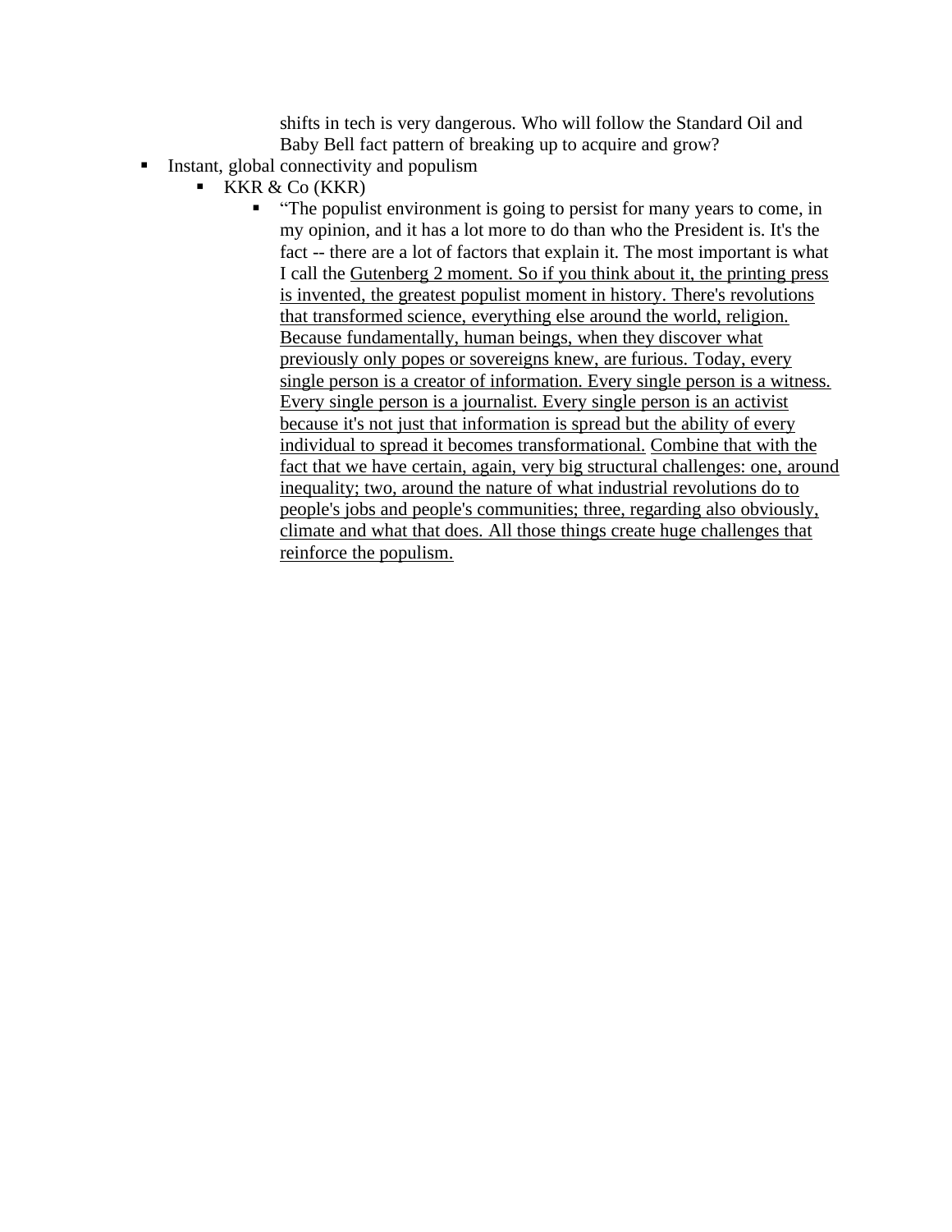shifts in tech is very dangerous. Who will follow the Standard Oil and Baby Bell fact pattern of breaking up to acquire and grow?

- Instant, global connectivity and populism
  - KKR & Co (KKR)
    - "The populist environment is going to persist for many years to come, in my opinion, and it has a lot more to do than who the President is. It's the fact -- there are a lot of factors that explain it. The most important is what I call the <u>Gutenberg 2 moment. So if you think about it, the printing press is invented, the greatest populist moment in history. There's revolutions that transformed science, everything else around the world, religion. Because fundamentally, human beings, when they discover what previously only popes or sovereigns knew, are furious. Today, every single person is a creator of information. Every single person is a witness. Every single person is a journalist. Every single person is an activist because it's not just that information is spread but the ability of every individual to spread it becomes transformational.</u> <u>Combine that with the fact that we have certain, again, very big structural challenges: one, around inequality; two, around the nature of what industrial revolutions do to people's jobs and people's communities; three, regarding also obviously, climate and what that does. All those things create huge challenges that reinforce the populism.</u>